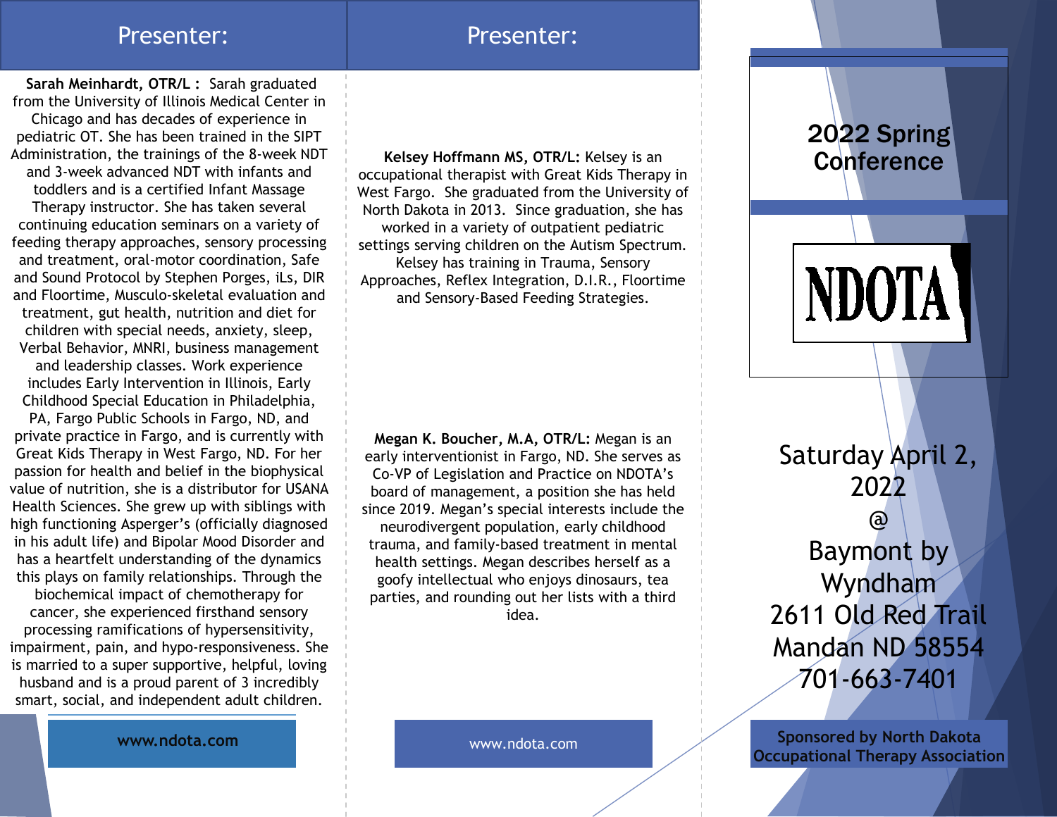## Presenter:

**Sarah Meinhardt, OTR/L :** Sarah graduated from the University of Illinois Medical Center in Chicago and has decades of experience in pediatric OT. She has been trained in the SIPT Administration, the trainings of the 8-week NDT and 3-week advanced NDT with infants and toddlers and is a certified Infant Massage Therapy instructor. She has taken several continuing education seminars on a variety of feeding therapy approaches, sensory processing and treatment, oral-motor coordination, Safe and Sound Protocol by Stephen Porges, iLs, DIR and Floortime, Musculo-skeletal evaluation and treatment, gut health, nutrition and diet for children with special needs, anxiety, sleep, Verbal Behavior, MNRI, business management and leadership classes. Work experience includes Early Intervention in Illinois, Early Childhood Special Education in Philadelphia, PA, Fargo Public Schools in Fargo, ND, and private practice in Fargo, and is currently with Great Kids Therapy in West Fargo, ND. For her passion for health and belief in the biophysical value of nutrition, she is a distributor for USANA Health Sciences. She grew up with siblings with high functioning Asperger's (officially diagnosed in his adult life) and Bipolar Mood Disorder and has a heartfelt understanding of the dynamics this plays on family relationships. Through the biochemical impact of chemotherapy for cancer, she experienced firsthand sensory processing ramifications of hypersensitivity, impairment, pain, and hypo-responsiveness. She is married to a super supportive, helpful, loving husband and is a proud parent of 3 incredibly smart, social, and independent adult children.

**www.ndota.com**

## Presenter:

**Kelsey Hoffmann MS, OTR/L:** Kelsey is an occupational therapist with Great Kids Therapy in West Fargo. She graduated from the University of North Dakota in 2013. Since graduation, she has worked in a variety of outpatient pediatric settings serving children on the Autism Spectrum. Kelsey has training in Trauma, Sensory Approaches, Reflex Integration, D.I.R., Floortime and Sensory-Based Feeding Strategies.

**Megan K. Boucher, M.A, OTR/L:** Megan is an early interventionist in Fargo, ND. She serves as Co-VP of Legislation and Practice on NDOTA's board of management, a position she has held since 2019. Megan's special interests include the neurodivergent population, early childhood trauma, and family-based treatment in mental health settings. Megan describes herself as a goofy intellectual who enjoys dinosaurs, tea parties, and rounding out her lists with a third idea.

www.ndota.com

# 2022 Spring Conference

NDOTA

Saturday April 2, 2022
@
Baymont by Wyndham
2611 Old Red Trail
Mandan ND 58554
701-663-7401

**Sponsored by North Dakota Occupational Therapy Association**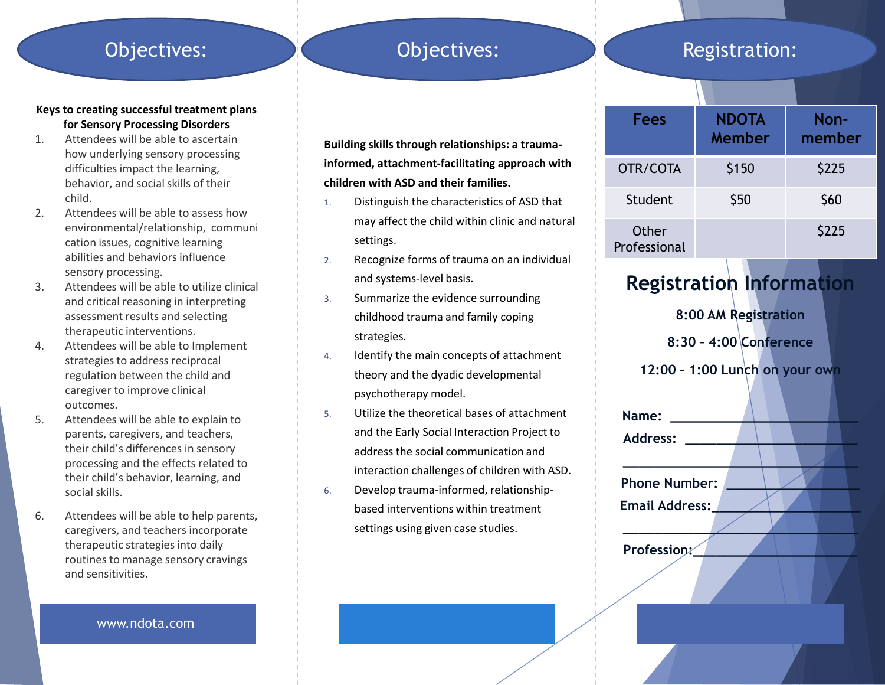## Objectives:

**Keys to creating successful treatment plans for Sensory Processing Disorders**

1. Attendees will be able to ascertain how underlying sensory processing difficulties impact the learning, behavior, and social skills of their child.
2. Attendees will be able to assess how environmental/relationship, communication issues, cognitive learning abilities and behaviors influence sensory processing.
3. Attendees will be able to utilize clinical and critical reasoning in interpreting assessment results and selecting therapeutic interventions.
4. Attendees will be able to Implement strategies to address reciprocal regulation between the child and caregiver to improve clinical outcomes.
5. Attendees will be able to explain to parents, caregivers, and teachers, their child's differences in sensory processing and the effects related to their child's behavior, learning, and social skills.
6. Attendees will be able to help parents, caregivers, and teachers incorporate therapeutic strategies into daily routines to manage sensory cravings and sensitivities.

www.ndota.com

## Objectives:

**Building skills through relationships: a trauma-informed, attachment-facilitating approach with children with ASD and their families.**

1. Distinguish the characteristics of ASD that may affect the child within clinic and natural settings.
2. Recognize forms of trauma on an individual and systems-level basis.
3. Summarize the evidence surrounding childhood trauma and family coping strategies.
4. Identify the main concepts of attachment theory and the dyadic developmental psychotherapy model.
5. Utilize the theoretical bases of attachment and the Early Social Interaction Project to address the social communication and interaction challenges of children with ASD.
6. Develop trauma-informed, relationship-based interventions within treatment settings using given case studies.

## Registration:

| Fees | NDOTA Member | Non-member |
|---|---|---|
| OTR/COTA | $150 | $225 |
| Student | $50 | $60 |
| Other Professional | | $225 |

### Registration Information

**8:00 AM Registration**

**8:30 - 4:00 Conference**

**12:00 - 1:00 Lunch on your own**

**Name:** ________________________

**Address:** ______________________

________________________________

**Phone Number:** ________________

**Email Address:** ________________

________________________________

**Profession:** ____________________